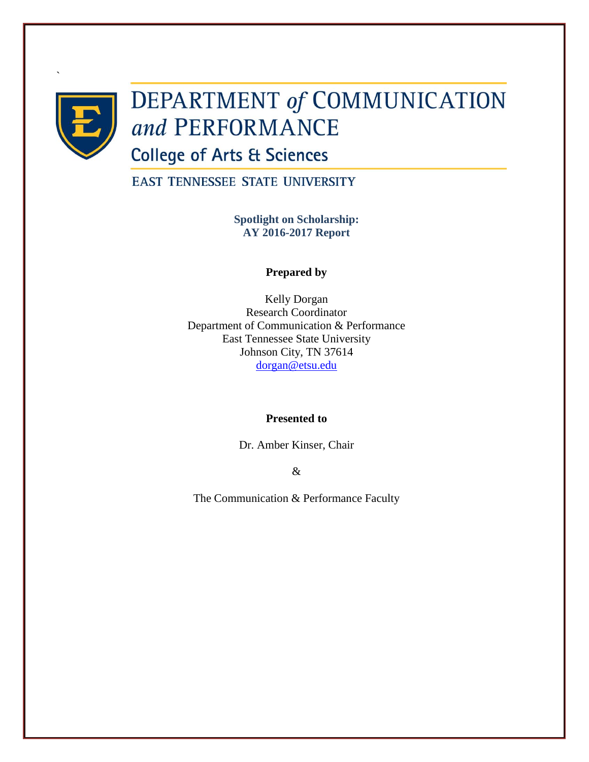`

# DEPARTMENT *of* COMMUNICATION *and* PERFORMANCE

## College of Arts & Sciences

EAST TENNESSEE STATE UNIVERSITY

**Spotlight on Scholarship:**
**AY 2016-2017 Report**

**Prepared by**

Kelly Dorgan
Research Coordinator
Department of Communication & Performance
East Tennessee State University
Johnson City, TN 37614
dorgan@etsu.edu

**Presented to**

Dr. Amber Kinser, Chair

&

The Communication & Performance Faculty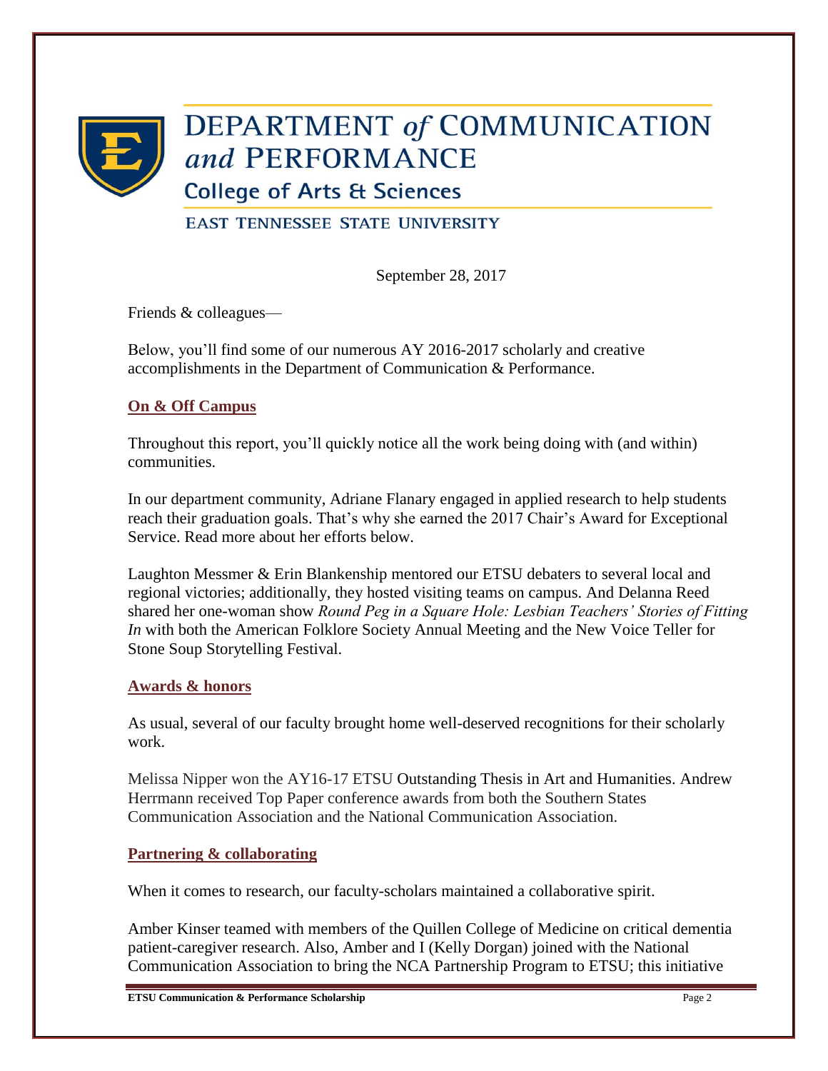# DEPARTMENT *of* COMMUNICATION *and* PERFORMANCE

## College of Arts & Sciences

### EAST TENNESSEE STATE UNIVERSITY

September 28, 2017

Friends & colleagues—

Below, you'll find some of our numerous AY 2016-2017 scholarly and creative accomplishments in the Department of Communication & Performance.

## On & Off Campus

Throughout this report, you'll quickly notice all the work being doing with (and within) communities.

In our department community, Adriane Flanary engaged in applied research to help students reach their graduation goals. That's why she earned the 2017 Chair's Award for Exceptional Service. Read more about her efforts below.

Laughton Messmer & Erin Blankenship mentored our ETSU debaters to several local and regional victories; additionally, they hosted visiting teams on campus. And Delanna Reed shared her one-woman show *Round Peg in a Square Hole: Lesbian Teachers' Stories of Fitting In* with both the American Folklore Society Annual Meeting and the New Voice Teller for Stone Soup Storytelling Festival.

## Awards & honors

As usual, several of our faculty brought home well-deserved recognitions for their scholarly work.

Melissa Nipper won the AY16-17 ETSU Outstanding Thesis in Art and Humanities. Andrew Herrmann received Top Paper conference awards from both the Southern States Communication Association and the National Communication Association.

## Partnering & collaborating

When it comes to research, our faculty-scholars maintained a collaborative spirit.

Amber Kinser teamed with members of the Quillen College of Medicine on critical dementia patient-caregiver research. Also, Amber and I (Kelly Dorgan) joined with the National Communication Association to bring the NCA Partnership Program to ETSU; this initiative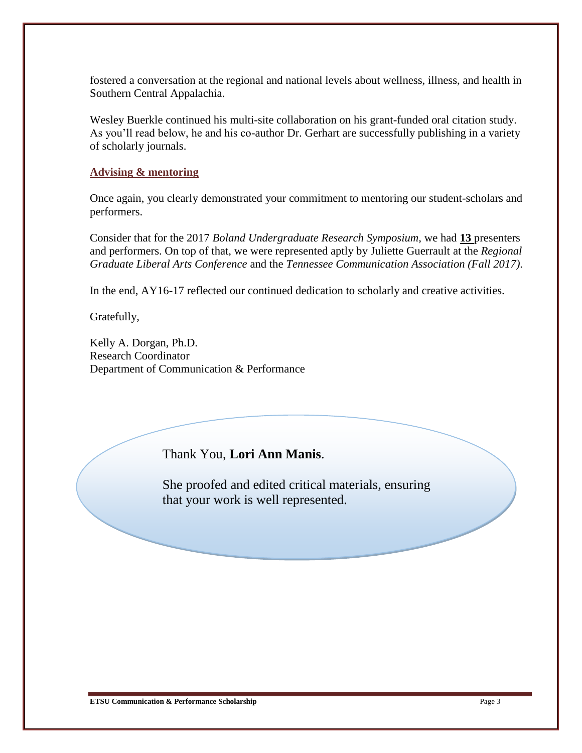fostered a conversation at the regional and national levels about wellness, illness, and health in Southern Central Appalachia.

Wesley Buerkle continued his multi-site collaboration on his grant-funded oral citation study. As you'll read below, he and his co-author Dr. Gerhart are successfully publishing in a variety of scholarly journals.

## Advising & mentoring

Once again, you clearly demonstrated your commitment to mentoring our student-scholars and performers.

Consider that for the 2017 *Boland Undergraduate Research Symposium*, we had **13** presenters and performers. On top of that, we were represented aptly by Juliette Guerrault at the *Regional Graduate Liberal Arts Conference* and the *Tennessee Communication Association (Fall 2017)*.

In the end, AY16-17 reflected our continued dedication to scholarly and creative activities.

Gratefully,

Kelly A. Dorgan, Ph.D.
Research Coordinator
Department of Communication & Performance

Thank You, **Lori Ann Manis**.

She proofed and edited critical materials, ensuring that your work is well represented.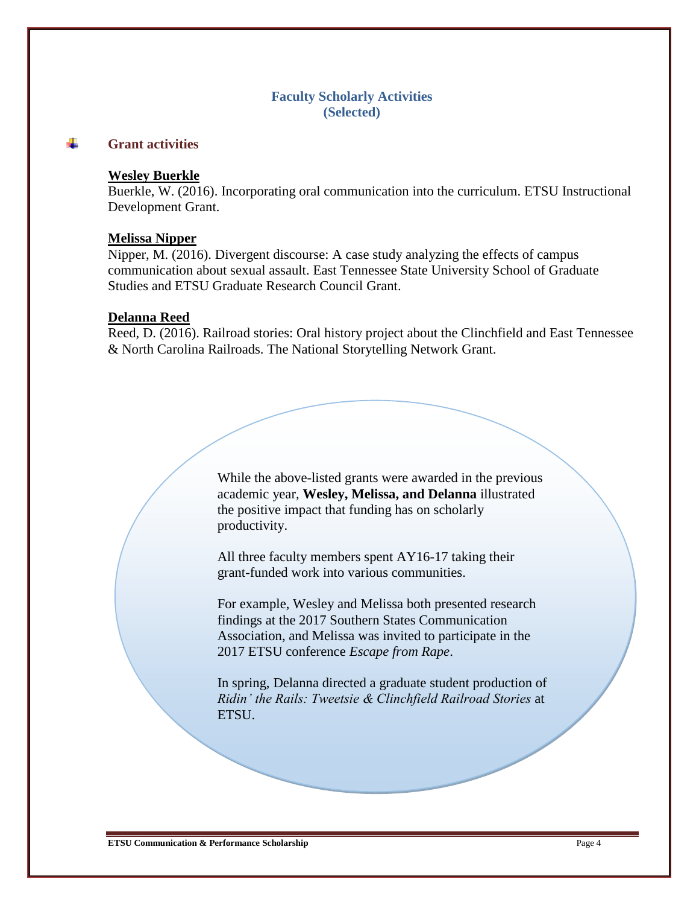## Faculty Scholarly Activities
## (Selected)

### Grant activities

**Wesley Buerkle**

Buerkle, W. (2016). Incorporating oral communication into the curriculum. ETSU Instructional Development Grant.

**Melissa Nipper**

Nipper, M. (2016). Divergent discourse: A case study analyzing the effects of campus communication about sexual assault. East Tennessee State University School of Graduate Studies and ETSU Graduate Research Council Grant.

**Delanna Reed**

Reed, D. (2016). Railroad stories: Oral history project about the Clinchfield and East Tennessee & North Carolina Railroads. The National Storytelling Network Grant.

While the above-listed grants were awarded in the previous academic year, **Wesley, Melissa, and Delanna** illustrated the positive impact that funding has on scholarly productivity.

All three faculty members spent AY16-17 taking their grant-funded work into various communities.

For example, Wesley and Melissa both presented research findings at the 2017 Southern States Communication Association, and Melissa was invited to participate in the 2017 ETSU conference *Escape from Rape*.

In spring, Delanna directed a graduate student production of *Ridin' the Rails: Tweetsie & Clinchfield Railroad Stories* at ETSU.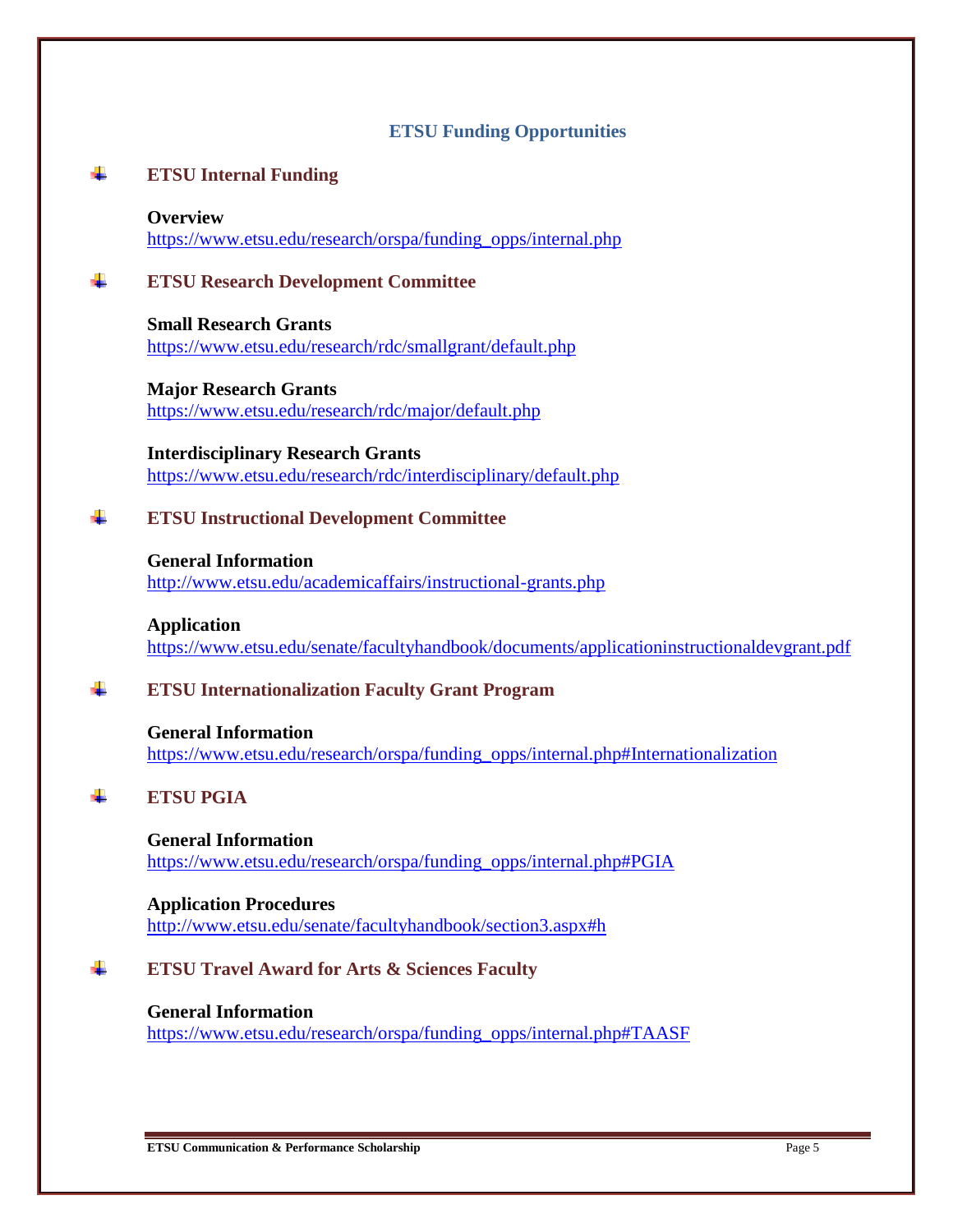# ETSU Funding Opportunities

## ETSU Internal Funding

**Overview**
https://www.etsu.edu/research/orspa/funding_opps/internal.php

## ETSU Research Development Committee

**Small Research Grants**
https://www.etsu.edu/research/rdc/smallgrant/default.php

**Major Research Grants**
https://www.etsu.edu/research/rdc/major/default.php

**Interdisciplinary Research Grants**
https://www.etsu.edu/research/rdc/interdisciplinary/default.php

## ETSU Instructional Development Committee

**General Information**
http://www.etsu.edu/academicaffairs/instructional-grants.php

**Application**
https://www.etsu.edu/senate/facultyhandbook/documents/applicationinstructionaldevgrant.pdf

## ETSU Internationalization Faculty Grant Program

**General Information**
https://www.etsu.edu/research/orspa/funding_opps/internal.php#Internationalization

## ETSU PGIA

**General Information**
https://www.etsu.edu/research/orspa/funding_opps/internal.php#PGIA

**Application Procedures**
http://www.etsu.edu/senate/facultyhandbook/section3.aspx#h

## ETSU Travel Award for Arts & Sciences Faculty

**General Information**
https://www.etsu.edu/research/orspa/funding_opps/internal.php#TAASF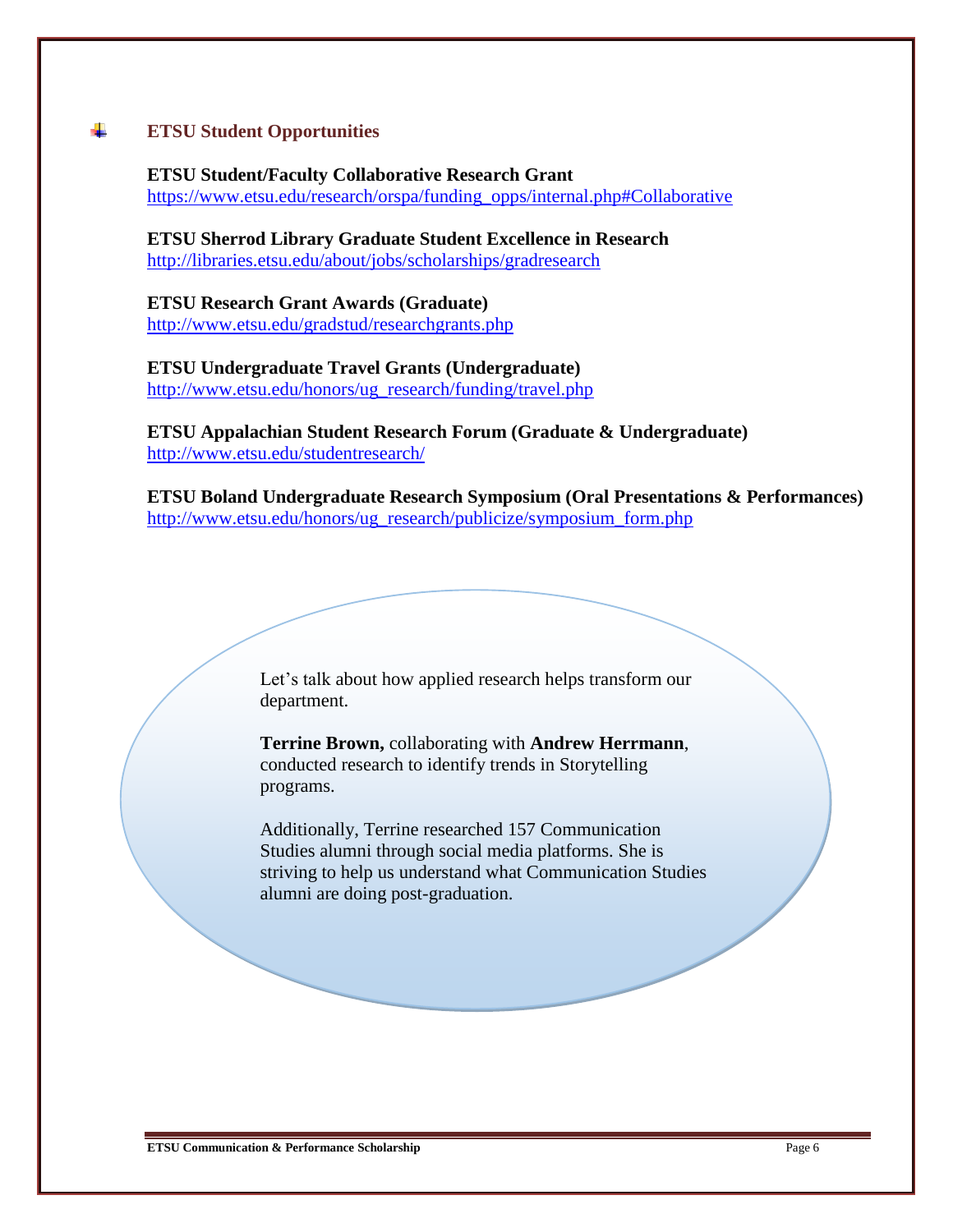## ETSU Student Opportunities

**ETSU Student/Faculty Collaborative Research Grant**
https://www.etsu.edu/research/orspa/funding_opps/internal.php#Collaborative

**ETSU Sherrod Library Graduate Student Excellence in Research**
http://libraries.etsu.edu/about/jobs/scholarships/gradresearch

**ETSU Research Grant Awards (Graduate)**
http://www.etsu.edu/gradstud/researchgrants.php

**ETSU Undergraduate Travel Grants (Undergraduate)**
http://www.etsu.edu/honors/ug_research/funding/travel.php

**ETSU Appalachian Student Research Forum (Graduate & Undergraduate)**
http://www.etsu.edu/studentresearch/

**ETSU Boland Undergraduate Research Symposium (Oral Presentations & Performances)**
http://www.etsu.edu/honors/ug_research/publicize/symposium_form.php

Let's talk about how applied research helps transform our department.

**Terrine Brown,** collaborating with **Andrew Herrmann**, conducted research to identify trends in Storytelling programs.

Additionally, Terrine researched 157 Communication Studies alumni through social media platforms. She is striving to help us understand what Communication Studies alumni are doing post-graduation.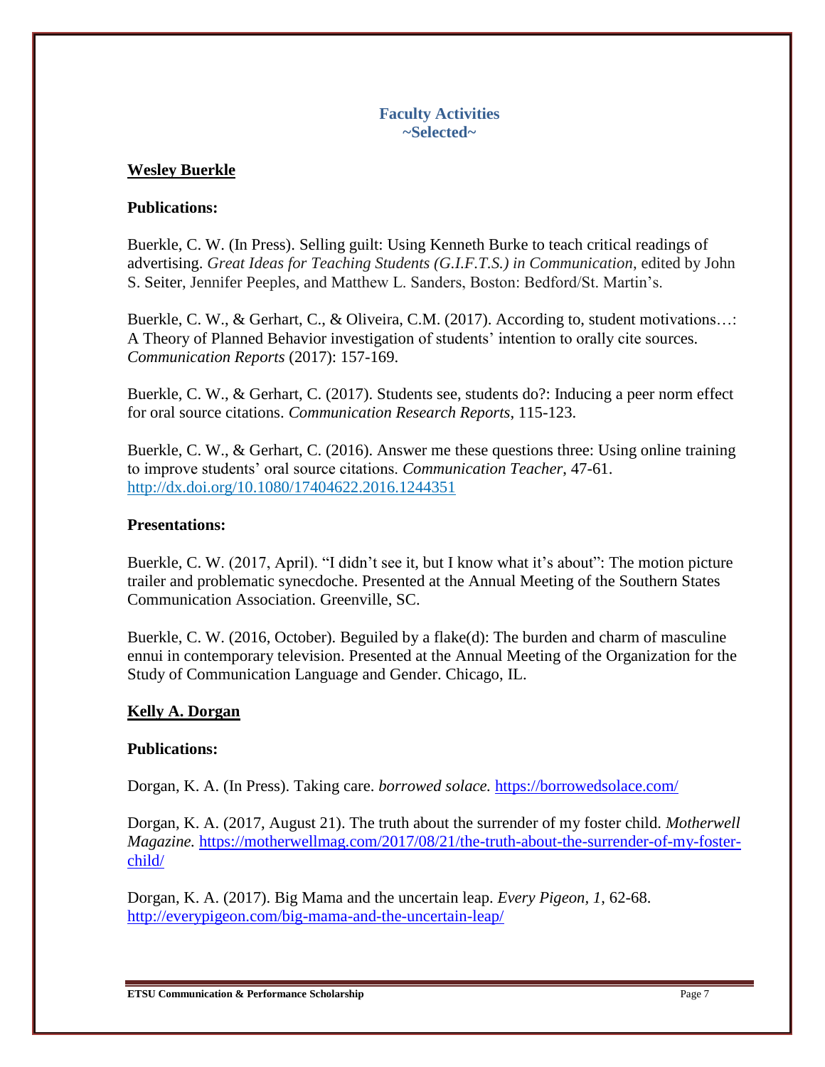## Faculty Activities
## ~Selected~

### Wesley Buerkle

**Publications:**

Buerkle, C. W. (In Press). Selling guilt: Using Kenneth Burke to teach critical readings of advertising. *Great Ideas for Teaching Students (G.I.F.T.S.) in Communication*, edited by John S. Seiter, Jennifer Peeples, and Matthew L. Sanders, Boston: Bedford/St. Martin's.

Buerkle, C. W., & Gerhart, C., & Oliveira, C.M. (2017). According to, student motivations…: A Theory of Planned Behavior investigation of students' intention to orally cite sources. *Communication Reports* (2017): 157-169.

Buerkle, C. W., & Gerhart, C. (2017). Students see, students do?: Inducing a peer norm effect for oral source citations. *Communication Research Reports*, 115-123.

Buerkle, C. W., & Gerhart, C. (2016). Answer me these questions three: Using online training to improve students' oral source citations. *Communication Teacher*, 47-61. http://dx.doi.org/10.1080/17404622.2016.1244351

**Presentations:**

Buerkle, C. W. (2017, April). "I didn't see it, but I know what it's about": The motion picture trailer and problematic synecdoche. Presented at the Annual Meeting of the Southern States Communication Association. Greenville, SC.

Buerkle, C. W. (2016, October). Beguiled by a flake(d): The burden and charm of masculine ennui in contemporary television. Presented at the Annual Meeting of the Organization for the Study of Communication Language and Gender. Chicago, IL.

### Kelly A. Dorgan

**Publications:**

Dorgan, K. A. (In Press). Taking care. *borrowed solace.* https://borrowedsolace.com/

Dorgan, K. A. (2017, August 21). The truth about the surrender of my foster child. *Motherwell Magazine.* https://motherwellmag.com/2017/08/21/the-truth-about-the-surrender-of-my-foster-child/

Dorgan, K. A. (2017). Big Mama and the uncertain leap. *Every Pigeon, 1*, 62-68. http://everypigeon.com/big-mama-and-the-uncertain-leap/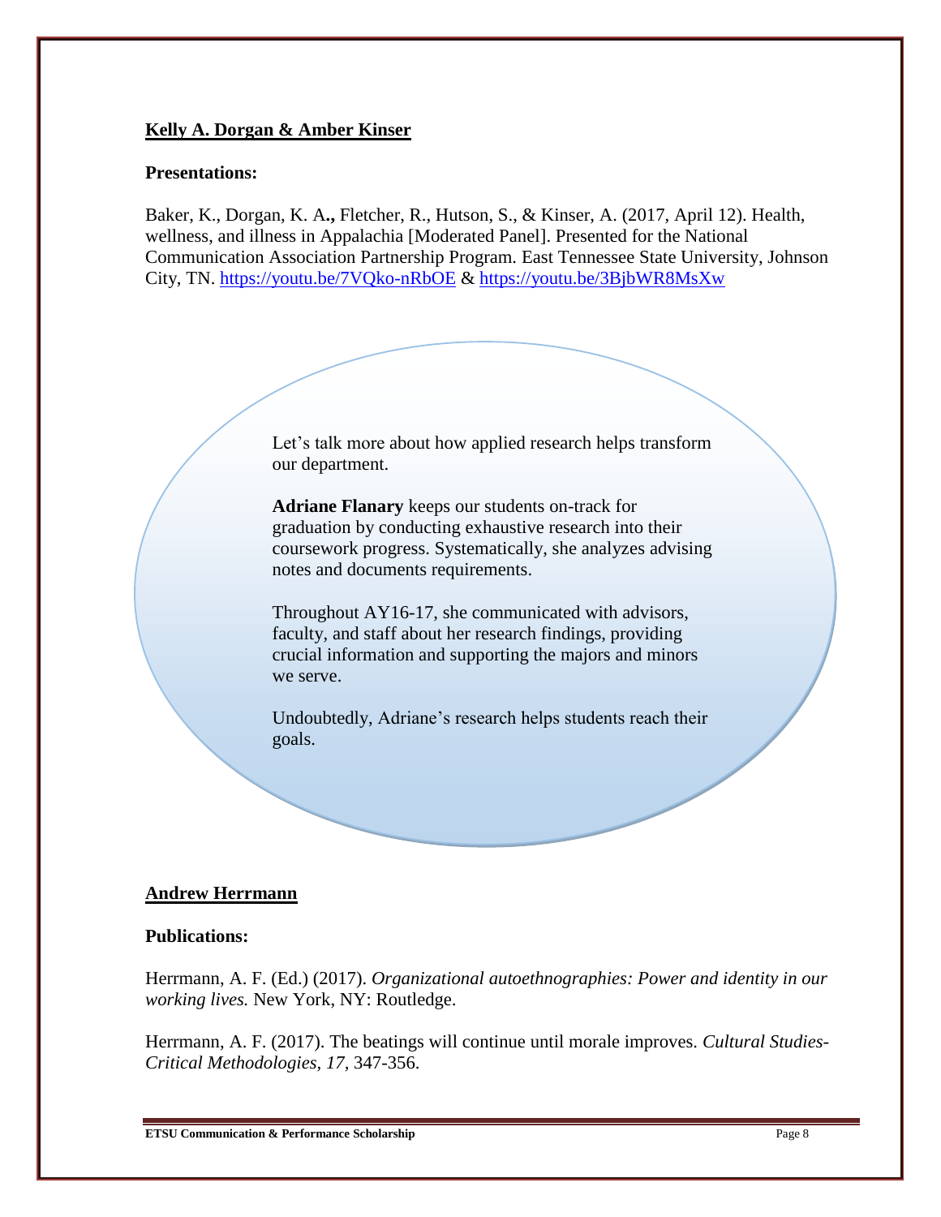**<u>Kelly A. Dorgan & Amber Kinser</u>**

**Presentations:**

Baker, K., Dorgan, K. A**.,** Fletcher, R., Hutson, S., & Kinser, A. (2017, April 12). Health, wellness, and illness in Appalachia [Moderated Panel]. Presented for the National Communication Association Partnership Program. East Tennessee State University, Johnson City, TN. https://youtu.be/7VQko-nRbOE & https://youtu.be/3BjbWR8MsXw

Let's talk more about how applied research helps transform our department.

**Adriane Flanary** keeps our students on-track for graduation by conducting exhaustive research into their coursework progress. Systematically, she analyzes advising notes and documents requirements.

Throughout AY16-17, she communicated with advisors, faculty, and staff about her research findings, providing crucial information and supporting the majors and minors we serve.

Undoubtedly, Adriane's research helps students reach their goals.

**<u>Andrew Herrmann</u>**

**Publications:**

Herrmann, A. F. (Ed.) (2017). *Organizational autoethnographies: Power and identity in our working lives.* New York, NY: Routledge.

Herrmann, A. F. (2017). The beatings will continue until morale improves. *Cultural Studies-Critical Methodologies, 17,* 347-356.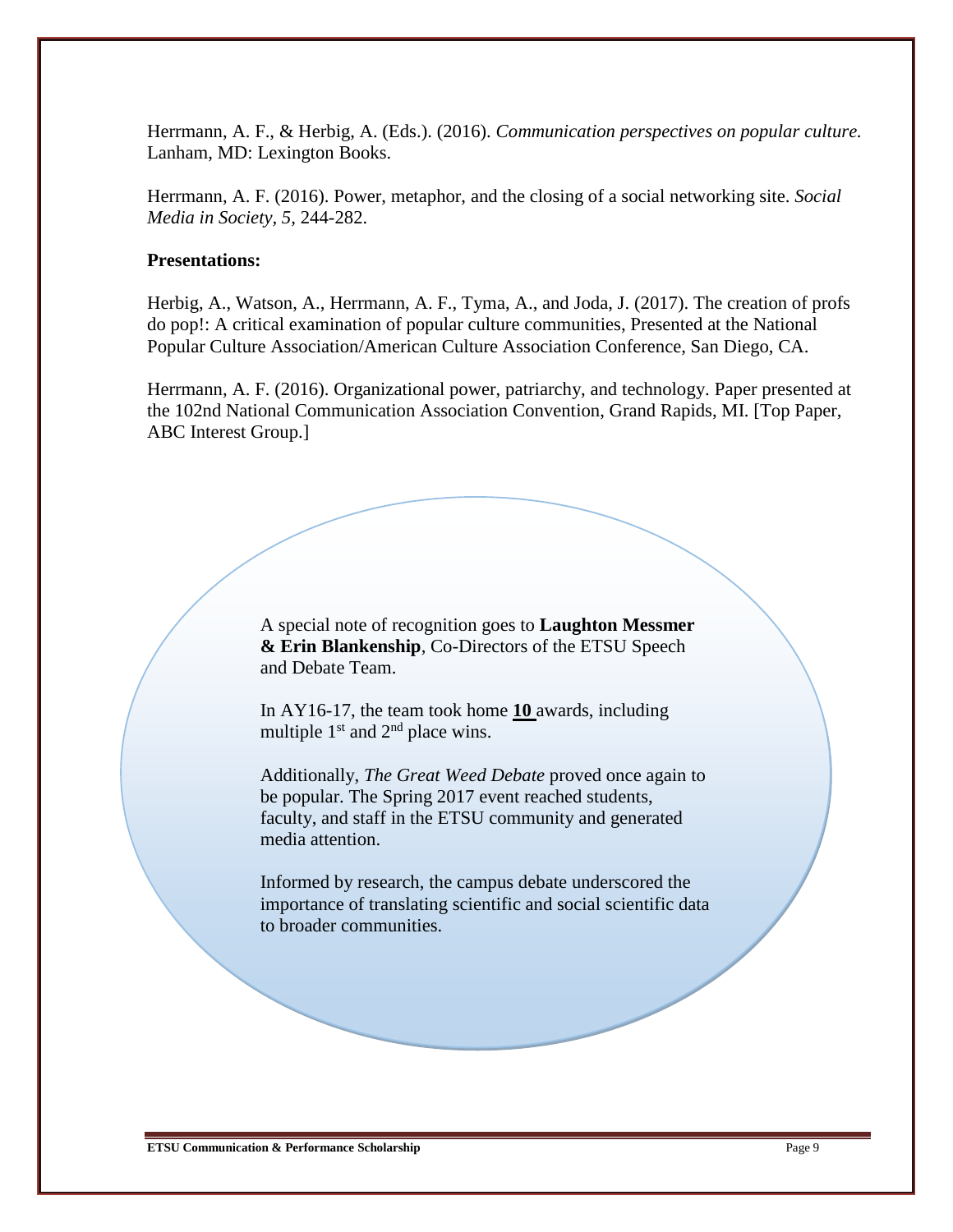Herrmann, A. F., & Herbig, A. (Eds.). (2016). *Communication perspectives on popular culture.* Lanham, MD: Lexington Books.

Herrmann, A. F. (2016). Power, metaphor, and the closing of a social networking site. *Social Media in Society, 5,* 244-282.

**Presentations:**

Herbig, A., Watson, A., Herrmann, A. F., Tyma, A., and Joda, J. (2017). The creation of profs do pop!: A critical examination of popular culture communities, Presented at the National Popular Culture Association/American Culture Association Conference, San Diego, CA.

Herrmann, A. F. (2016). Organizational power, patriarchy, and technology. Paper presented at the 102nd National Communication Association Convention, Grand Rapids, MI. [Top Paper, ABC Interest Group.]

A special note of recognition goes to **Laughton Messmer & Erin Blankenship**, Co-Directors of the ETSU Speech and Debate Team.

In AY16-17, the team took home **10** awards, including multiple 1st and 2nd place wins.

Additionally, *The Great Weed Debate* proved once again to be popular. The Spring 2017 event reached students, faculty, and staff in the ETSU community and generated media attention.

Informed by research, the campus debate underscored the importance of translating scientific and social scientific data to broader communities.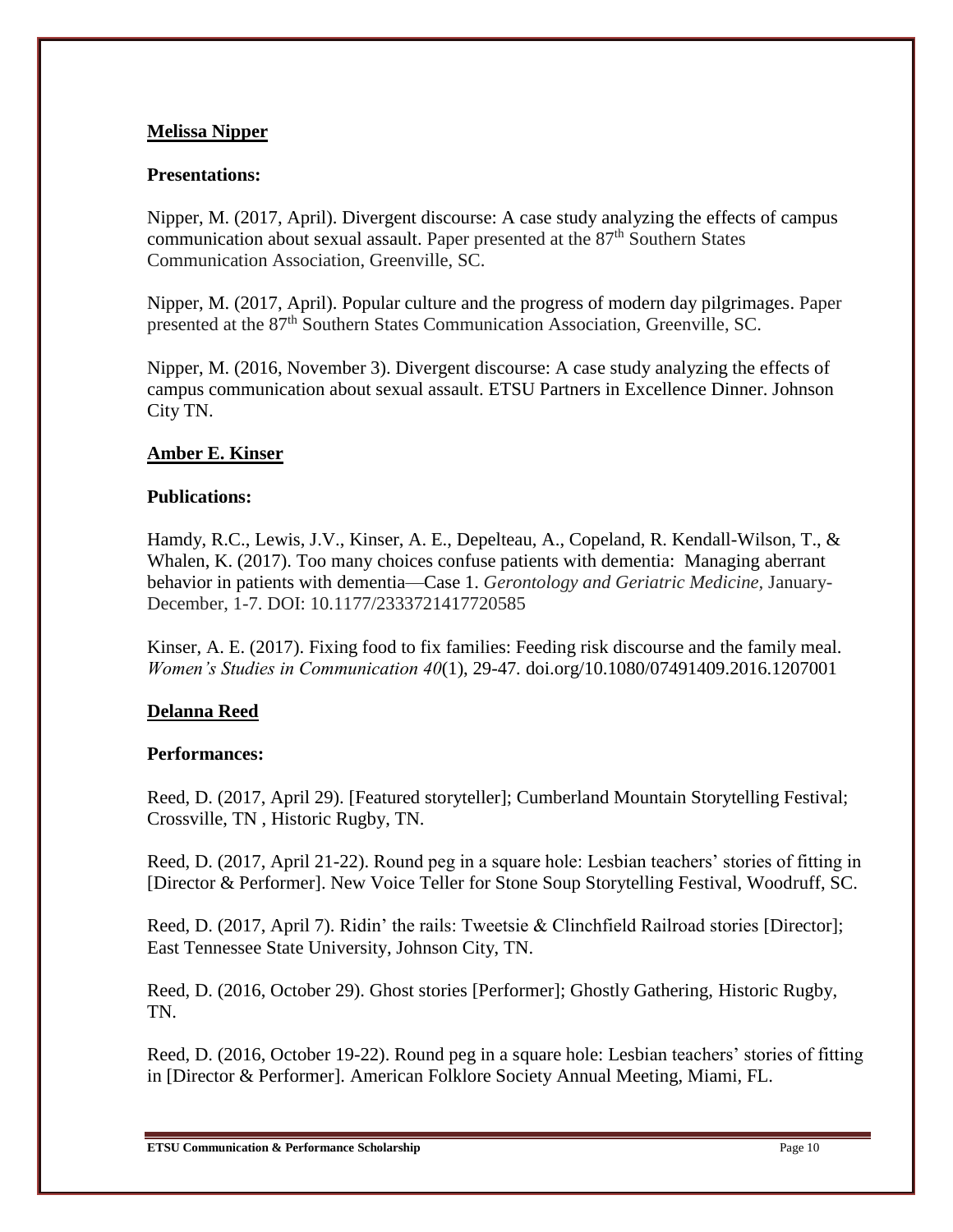**Melissa Nipper**

**Presentations:**

Nipper, M. (2017, April). Divergent discourse: A case study analyzing the effects of campus communication about sexual assault. Paper presented at the 87th Southern States Communication Association, Greenville, SC.

Nipper, M. (2017, April). Popular culture and the progress of modern day pilgrimages. Paper presented at the 87th Southern States Communication Association, Greenville, SC.

Nipper, M. (2016, November 3). Divergent discourse: A case study analyzing the effects of campus communication about sexual assault. ETSU Partners in Excellence Dinner. Johnson City TN.

**Amber E. Kinser**

**Publications:**

Hamdy, R.C., Lewis, J.V., Kinser, A. E., Depelteau, A., Copeland, R. Kendall-Wilson, T., & Whalen, K. (2017). Too many choices confuse patients with dementia: Managing aberrant behavior in patients with dementia—Case 1. *Gerontology and Geriatric Medicine*, January-December, 1-7. DOI: 10.1177/2333721417720585

Kinser, A. E. (2017). Fixing food to fix families: Feeding risk discourse and the family meal. *Women's Studies in Communication 40*(1), 29-47. doi.org/10.1080/07491409.2016.1207001

**Delanna Reed**

**Performances:**

Reed, D. (2017, April 29). [Featured storyteller]; Cumberland Mountain Storytelling Festival; Crossville, TN , Historic Rugby, TN.

Reed, D. (2017, April 21-22). Round peg in a square hole: Lesbian teachers' stories of fitting in [Director & Performer]. New Voice Teller for Stone Soup Storytelling Festival, Woodruff, SC.

Reed, D. (2017, April 7). Ridin' the rails: Tweetsie & Clinchfield Railroad stories [Director]; East Tennessee State University, Johnson City, TN.

Reed, D. (2016, October 29). Ghost stories [Performer]; Ghostly Gathering, Historic Rugby, TN.

Reed, D. (2016, October 19-22). Round peg in a square hole: Lesbian teachers' stories of fitting in [Director & Performer]. American Folklore Society Annual Meeting, Miami, FL.